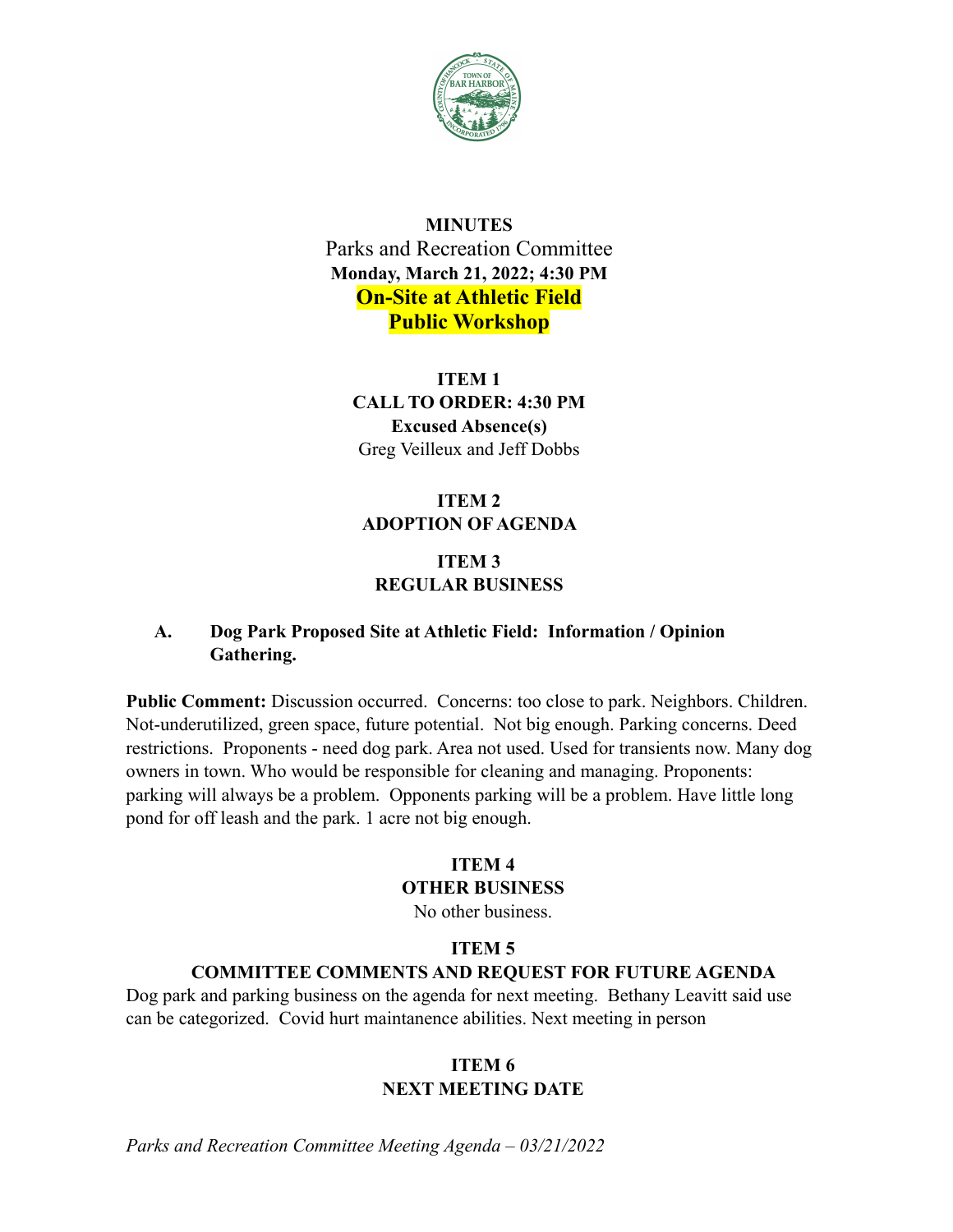**MINUTES**

Parks and Recreation Committee

**Monday, March 21, 2022; 4:30 PM**

**On-Site at Athletic Field**

**Public Workshop**

**ITEM 1**

**CALL TO ORDER: 4:30 PM**

**Excused Absence(s)**

Greg Veilleux and Jeff Dobbs

**ITEM 2**

**ADOPTION OF AGENDA**

**ITEM 3**

**REGULAR BUSINESS**

**A. Dog Park Proposed Site at Athletic Field: Information / Opinion Gathering.**

**Public Comment:** Discussion occurred. Concerns: too close to park. Neighbors. Children. Not-underutilized, green space, future potential. Not big enough. Parking concerns. Deed restrictions. Proponents - need dog park. Area not used. Used for transients now. Many dog owners in town. Who would be responsible for cleaning and managing. Proponents: parking will always be a problem. Opponents parking will be a problem. Have little long pond for off leash and the park. 1 acre not big enough.

**ITEM 4**

**OTHER BUSINESS**

No other business.

**ITEM 5**

**COMMITTEE COMMENTS AND REQUEST FOR FUTURE AGENDA**

Dog park and parking business on the agenda for next meeting. Bethany Leavitt said use can be categorized. Covid hurt maintanence abilities. Next meeting in person

**ITEM 6**

**NEXT MEETING DATE**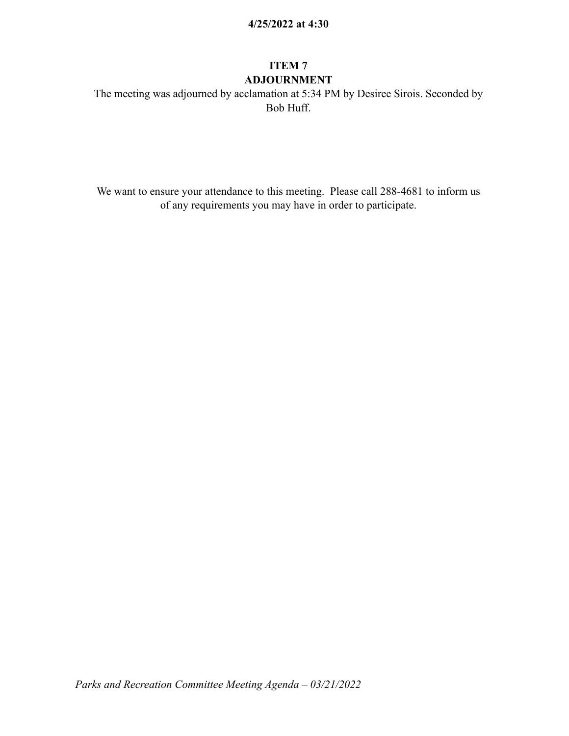**4/25/2022 at 4:30**

## ITEM 7
## ADJOURNMENT

The meeting was adjourned by acclamation at 5:34 PM by Desiree Sirois. Seconded by Bob Huff.

We want to ensure your attendance to this meeting. Please call 288-4681 to inform us of any requirements you may have in order to participate.